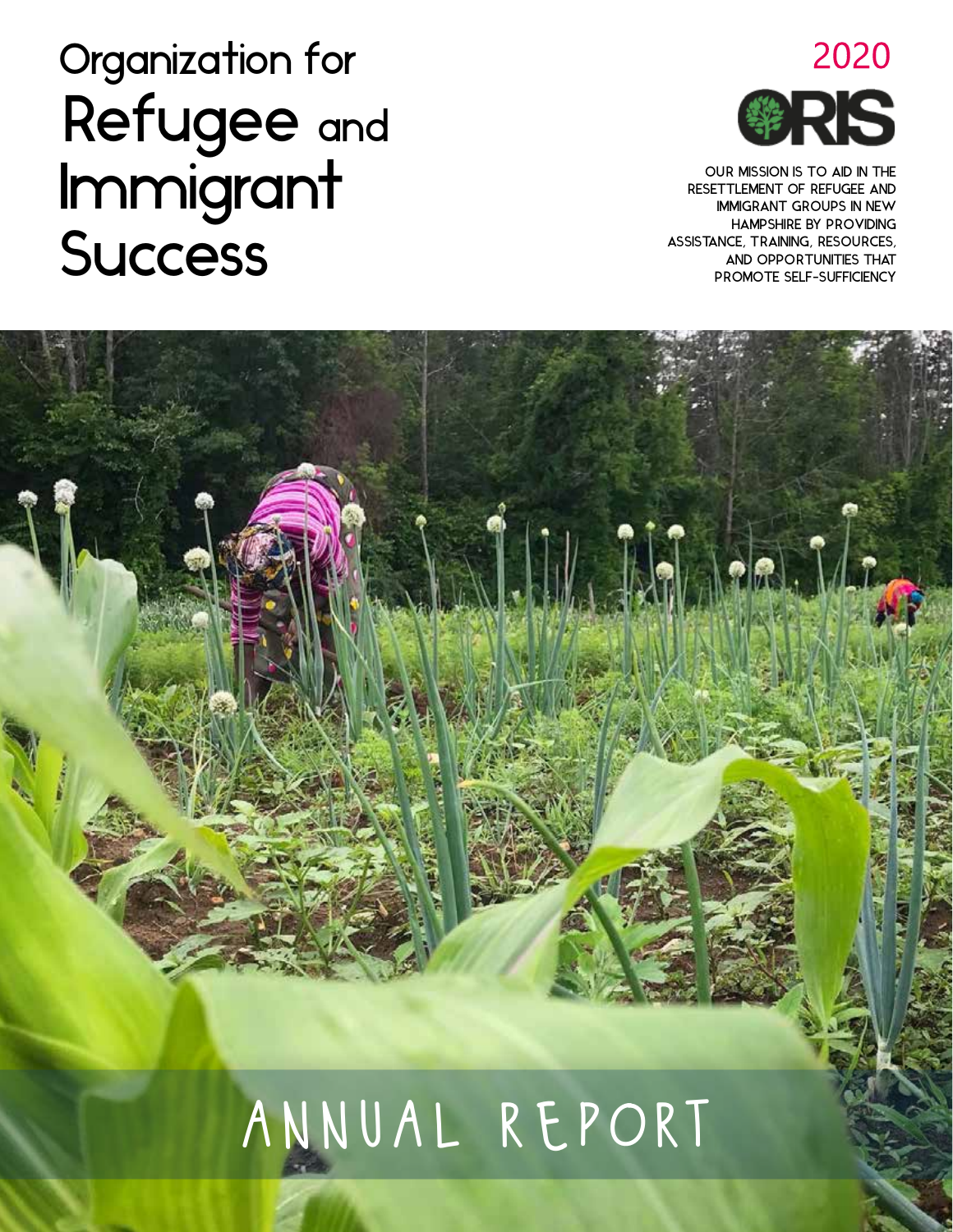# Organization for Refugee and Immigrant Success

2020

ORIS

OUR MISSION IS TO AID IN THE RESETTLEMENT OF REFUGEE AND IMMIGRANT GROUPS IN NEW HAMPSHIRE BY PROVIDING ASSISTANCE, TRAINING, RESOURCES, AND OPPORTUNITIES THAT PROMOTE SELF-SUFFICIENCY

# ANNUAL REPORT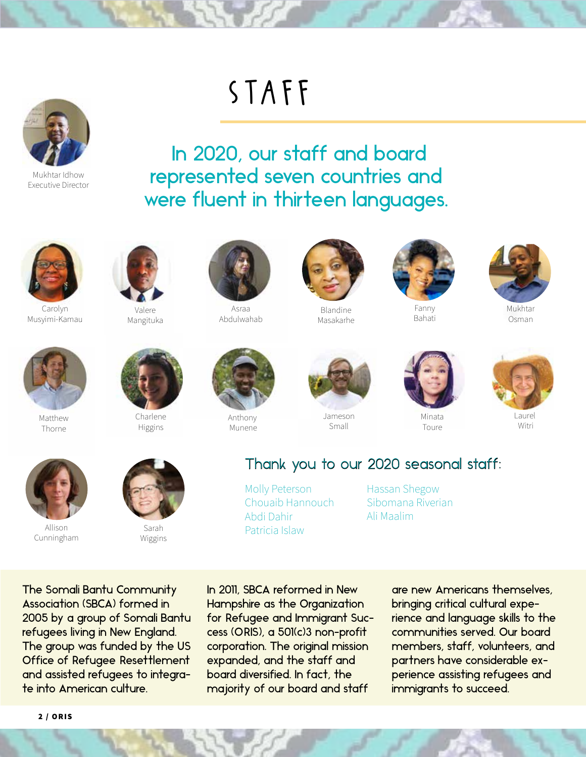# STAFF

Mukhtar Idhow
Executive Director

## In 2020, our staff and board represented seven countries and were fluent in thirteen languages.

Carolyn Musyimi-Kamau

Valere Mangituka

Asraa Abdulwahab

Blandine Masakarhe

Fanny Bahati

Mukhtar Osman

Matthew Thorne

Charlene Higgins

Anthony Munene

Jameson Small

Minata Toure

Laurel Witri

Allison Cunningham

Sarah Wiggins

### Thank you to our 2020 seasonal staff:

Molly Peterson
Chouaib Hannouch
Abdi Dahir
Patricia Islaw
Hassan Shegow
Sibomana Riverian
Ali Maalim

The Somali Bantu Community Association (SBCA) formed in 2005 by a group of Somali Bantu refugees living in New England. The group was funded by the US Office of Refugee Resettlement and assisted refugees to integrate into American culture.

In 2011, SBCA reformed in New Hampshire as the Organization for Refugee and Immigrant Success (ORIS), a 501(c)3 non-profit corporation. The original mission expanded, and the staff and board diversified. In fact, the majority of our board and staff are new Americans themselves, bringing critical cultural experience and language skills to the communities served. Our board members, staff, volunteers, and partners have considerable experience assisting refugees and immigrants to succeed.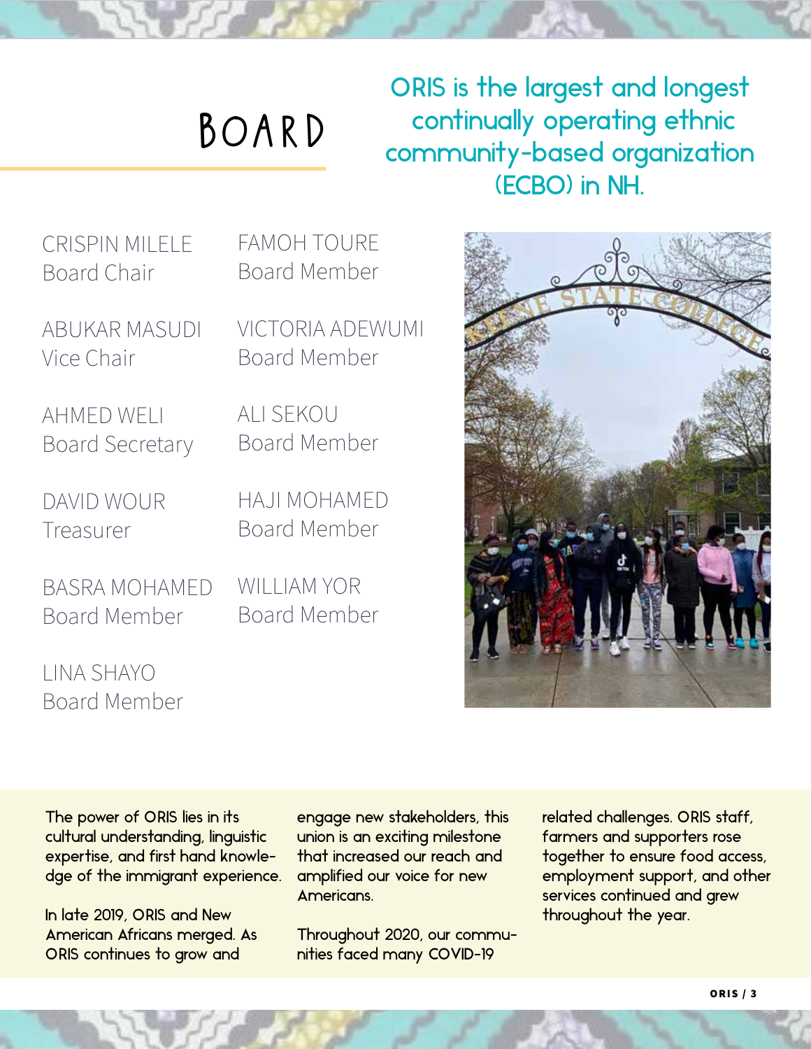# BOARD

ORIS is the largest and longest continually operating ethnic community-based organization (ECBO) in NH.

CRISPIN MILELE
Board Chair

ABUKAR MASUDI
Vice Chair

AHMED WELI
Board Secretary

DAVID WOUR
Treasurer

BASRA MOHAMED
Board Member

LINA SHAYO
Board Member

FAMOH TOURE
Board Member

VICTORIA ADEWUMI
Board Member

ALI SEKOU
Board Member

HAJI MOHAMED
Board Member

WILLIAM YOR
Board Member

The power of ORIS lies in its cultural understanding, linguistic expertise, and first hand knowledge of the immigrant experience.

In late 2019, ORIS and New American Africans merged. As ORIS continues to grow and engage new stakeholders, this union is an exciting milestone that increased our reach and amplified our voice for new Americans.

Throughout 2020, our communities faced many COVID-19 related challenges. ORIS staff, farmers and supporters rose together to ensure food access, employment support, and other services continued and grew throughout the year.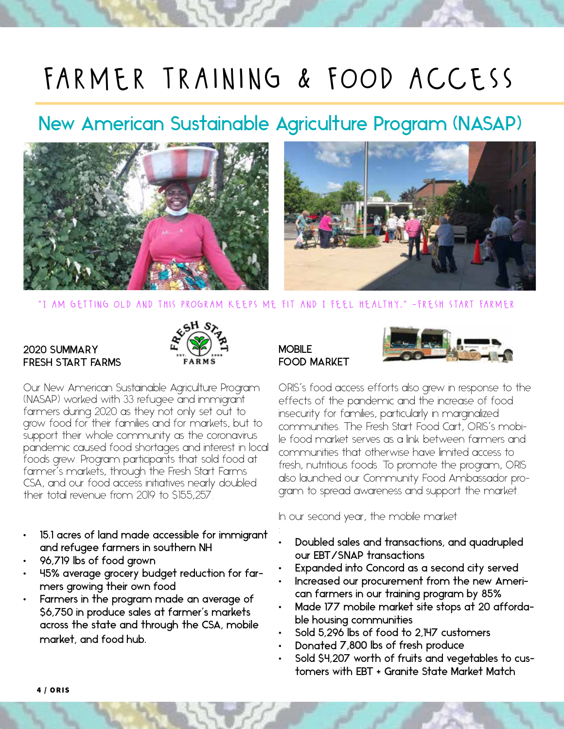# FARMER TRAINING & FOOD ACCESS

## New American Sustainable Agriculture Program (NASAP)

"I AM GETTING OLD AND THIS PROGRAM KEEPS ME FIT AND I FEEL HEALTHY." -FRESH START FARMER

### 2020 SUMMARY FRESH START FARMS

Our New American Sustainable Agriculture Program (NASAP) worked with 33 refugee and immigrant farmers during 2020 as they not only set out to grow food for their families and for markets, but to support their whole community as the coronavirus pandemic caused food shortages and interest in local foods grew. Program participants that sold food at farmer's markets, through the Fresh Start Farms CSA, and our food access initiatives nearly doubled their total revenue from 2019 to $155,257.

- 15.1 acres of land made accessible for immigrant and refugee farmers in southern NH
- 96,719 lbs of food grown
- 45% average grocery budget reduction for farmers growing their own food
- Farmers in the program made an average of $6,750 in produce sales at farmer's markets across the state and through the CSA, mobile market, and food hub.

### MOBILE FOOD MARKET

ORIS's food access efforts also grew in response to the effects of the pandemic and the increase of food insecurity for families, particularly in marginalized communities. The Fresh Start Food Cart, ORIS's mobile food market serves as a link between farmers and communities that otherwise have limited access to fresh, nutritious foods. To promote the program, ORIS also launched our Community Food Ambassador program to spread awareness and support the market.

In our second year, the mobile market

- Doubled sales and transactions, and quadrupled our EBT/SNAP transactions
- Expanded into Concord as a second city served
- Increased our procurement from the new American farmers in our training program by 85%
- Made 177 mobile market site stops at 20 affordable housing communities
- Sold 5,296 lbs of food to 2,147 customers
- Donated 7,800 lbs of fresh produce
- Sold $4,207 worth of fruits and vegetables to customers with EBT + Granite State Market Match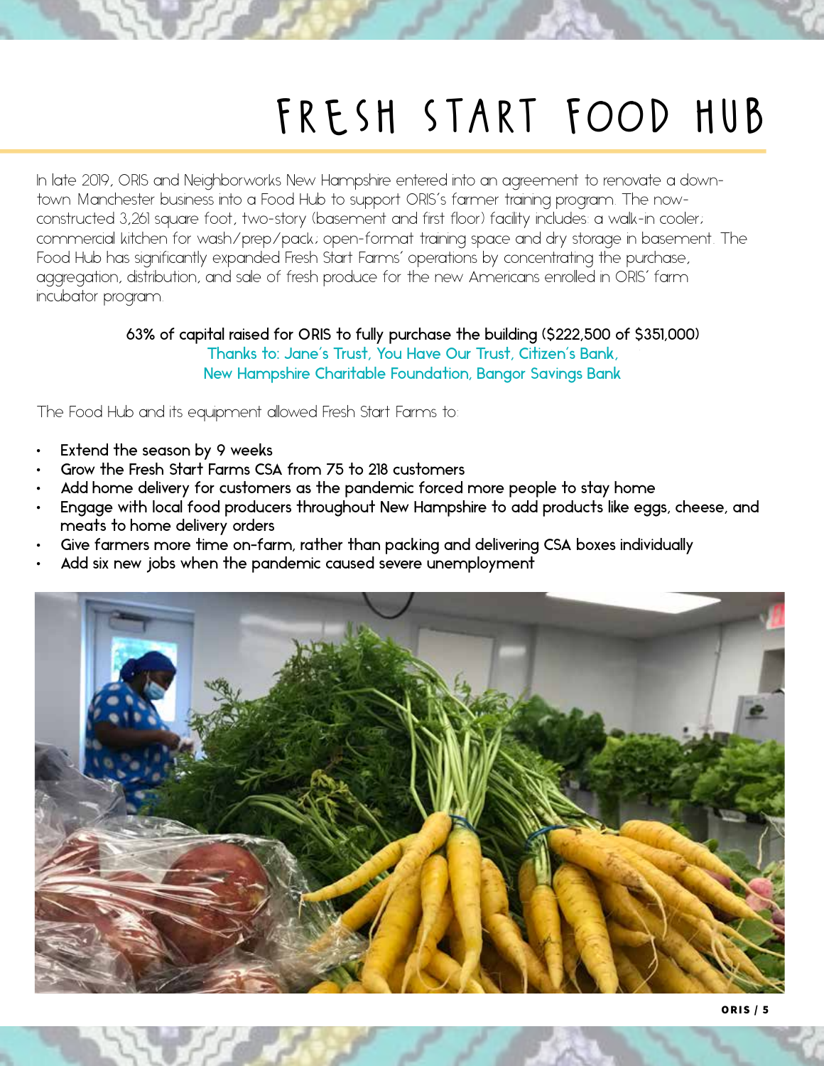# FRESH START FOOD HUB

In late 2019, ORIS and Neighborworks New Hampshire entered into an agreement to renovate a downtown Manchester business into a Food Hub to support ORIS's farmer training program. The now-constructed 3,261 square foot, two-story (basement and first floor) facility includes: a walk-in cooler; commercial kitchen for wash/prep/pack; open-format training space and dry storage in basement. The Food Hub has significantly expanded Fresh Start Farms' operations by concentrating the purchase, aggregation, distribution, and sale of fresh produce for the new Americans enrolled in ORIS' farm incubator program.

**63% of capital raised for ORIS to fully purchase the building ($222,500 of $351,000)**
Thanks to: Jane's Trust, You Have Our Trust, Citizen's Bank,
New Hampshire Charitable Foundation, Bangor Savings Bank

The Food Hub and its equipment allowed Fresh Start Farms to:

- Extend the season by 9 weeks
- Grow the Fresh Start Farms CSA from 75 to 218 customers
- Add home delivery for customers as the pandemic forced more people to stay home
- Engage with local food producers throughout New Hampshire to add products like eggs, cheese, and meats to home delivery orders
- Give farmers more time on-farm, rather than packing and delivering CSA boxes individually
- Add six new jobs when the pandemic caused severe unemployment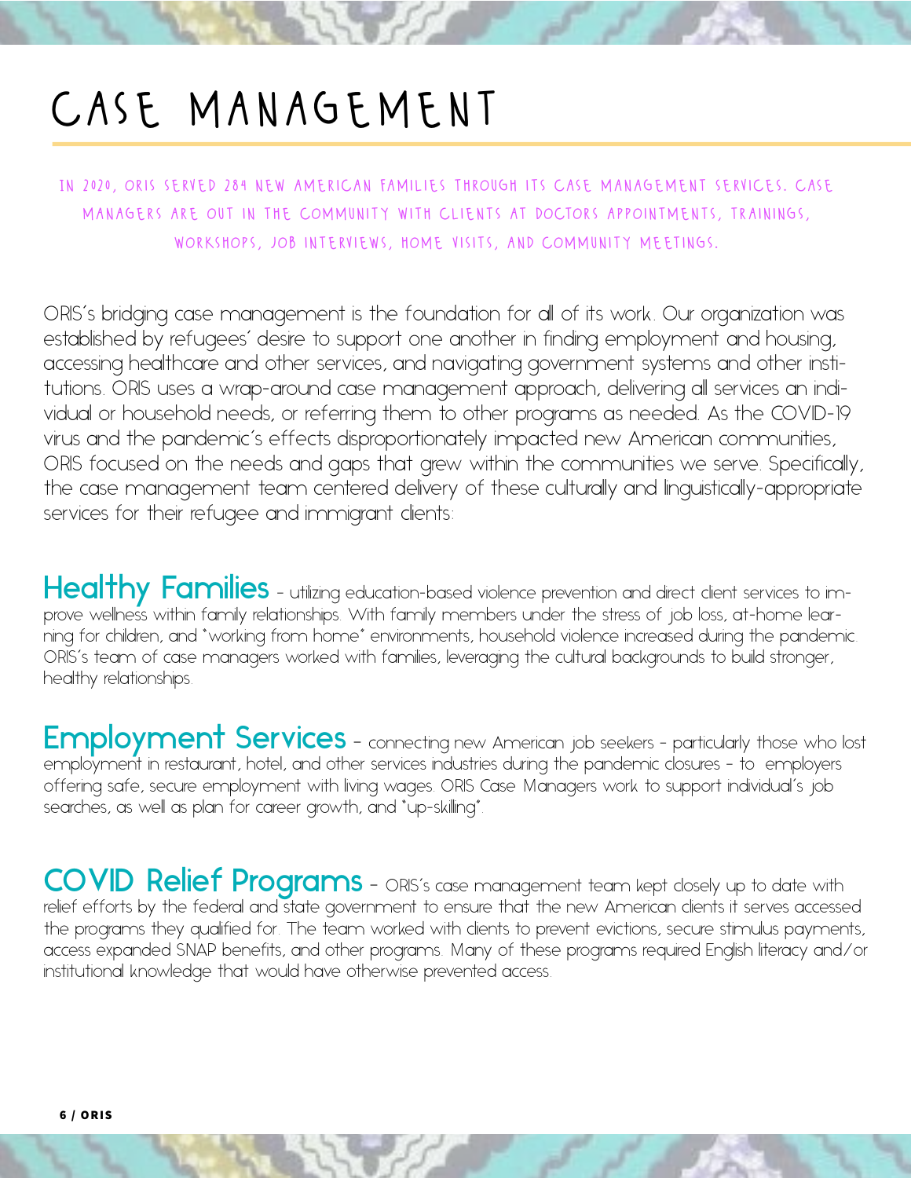# CASE MANAGEMENT

IN 2020, ORIS SERVED 284 NEW AMERICAN FAMILIES THROUGH ITS CASE MANAGEMENT SERVICES. CASE MANAGERS ARE OUT IN THE COMMUNITY WITH CLIENTS AT DOCTORS APPOINTMENTS, TRAININGS, WORKSHOPS, JOB INTERVIEWS, HOME VISITS, AND COMMUNITY MEETINGS.

ORIS's bridging case management is the foundation for all of its work. Our organization was established by refugees' desire to support one another in finding employment and housing, accessing healthcare and other services, and navigating government systems and other institutions. ORIS uses a wrap-around case management approach, delivering all services an individual or household needs, or referring them to other programs as needed. As the COVID-19 virus and the pandemic's effects disproportionately impacted new American communities, ORIS focused on the needs and gaps that grew within the communities we serve. Specifically, the case management team centered delivery of these culturally and linguistically-appropriate services for their refugee and immigrant clients:

**Healthy Families** - utilizing education-based violence prevention and direct client services to improve wellness within family relationships. With family members under the stress of job loss, at-home learning for children, and "working from home" environments, household violence increased during the pandemic. ORIS's team of case managers worked with families, leveraging the cultural backgrounds to build stronger, healthy relationships.

**Employment Services** - connecting new American job seekers - particularly those who lost employment in restaurant, hotel, and other services industries during the pandemic closures - to employers offering safe, secure employment with living wages. ORIS Case Managers work to support individual's job searches, as well as plan for career growth, and "up-skilling".

**COVID Relief Programs** - ORIS's case management team kept closely up to date with relief efforts by the federal and state government to ensure that the new American clients it serves accessed the programs they qualified for. The team worked with clients to prevent evictions, secure stimulus payments, access expanded SNAP benefits, and other programs. Many of these programs required English literacy and/or institutional knowledge that would have otherwise prevented access.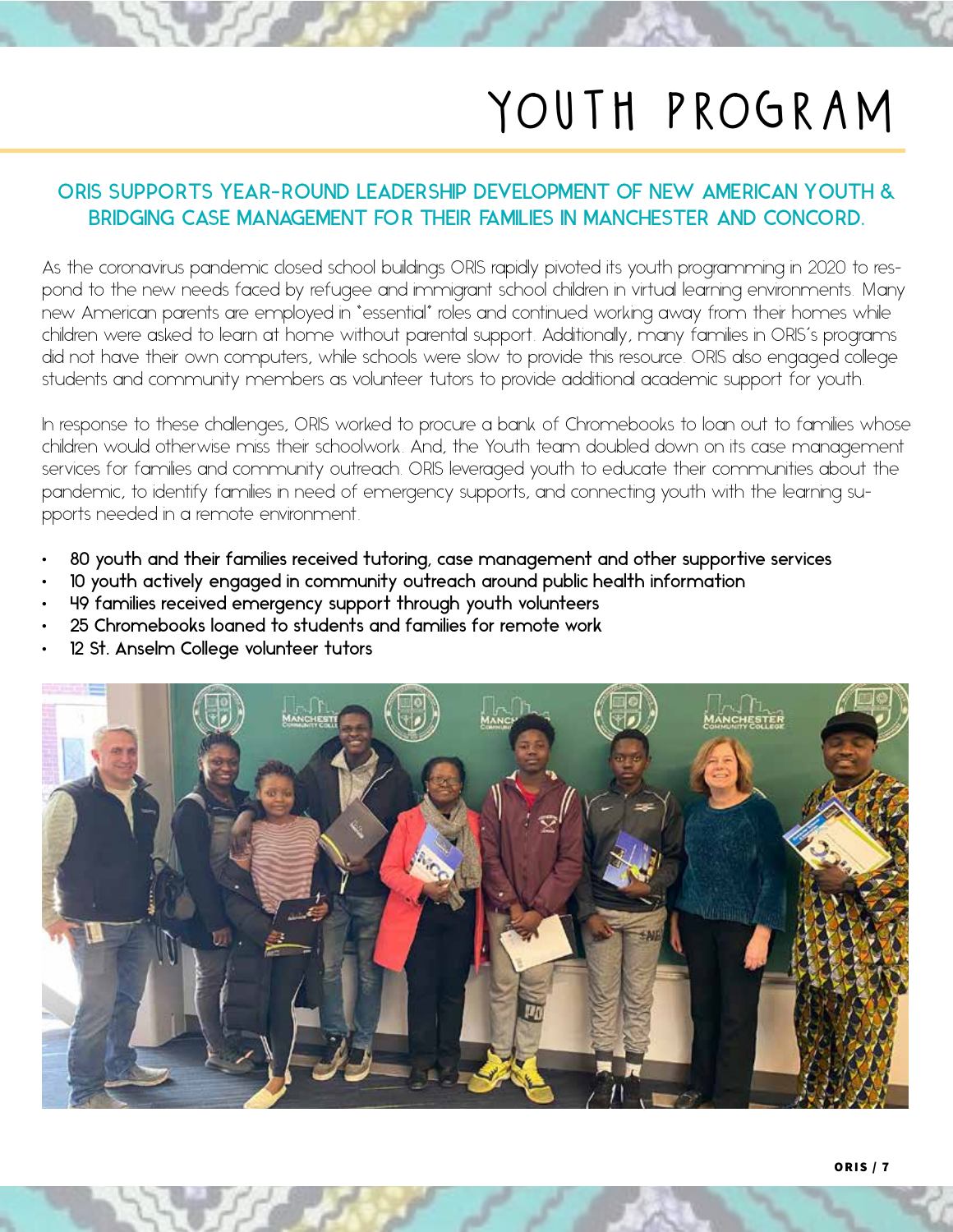# YOUTH PROGRAM

## ORIS SUPPORTS YEAR-ROUND LEADERSHIP DEVELOPMENT OF NEW AMERICAN YOUTH & BRIDGING CASE MANAGEMENT FOR THEIR FAMILIES IN MANCHESTER AND CONCORD.

As the coronavirus pandemic closed school buildings ORIS rapidly pivoted its youth programming in 2020 to respond to the new needs faced by refugee and immigrant school children in virtual learning environments. Many new American parents are employed in "essential" roles and continued working away from their homes while children were asked to learn at home without parental support. Additionally, many families in ORIS's programs did not have their own computers, while schools were slow to provide this resource. ORIS also engaged college students and community members as volunteer tutors to provide additional academic support for youth.

In response to these challenges, ORIS worked to procure a bank of Chromebooks to loan out to families whose children would otherwise miss their schoolwork. And, the Youth team doubled down on its case management services for families and community outreach. ORIS leveraged youth to educate their communities about the pandemic, to identify families in need of emergency supports, and connecting youth with the learning supports needed in a remote environment.

- 80 youth and their families received tutoring, case management and other supportive services
- 10 youth actively engaged in community outreach around public health information
- 49 families received emergency support through youth volunteers
- 25 Chromebooks loaned to students and families for remote work
- 12 St. Anselm College volunteer tutors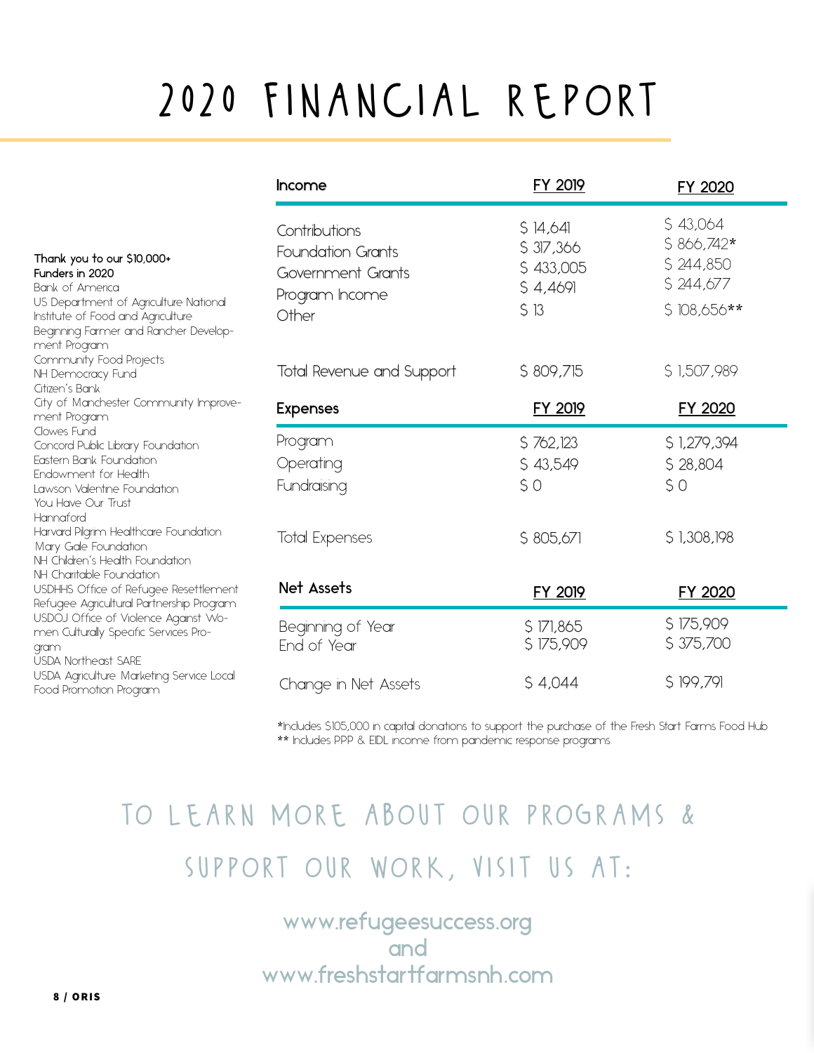# 2020 FINANCIAL REPORT

**Thank you to our $10,000+ Funders in 2020**

Bank of America
US Department of Agriculture National Institute of Food and Agriculture
Beginning Farmer and Rancher Development Program
Community Food Projects
NH Democracy Fund
Citizen's Bank
City of Manchester Community Improvement Program
Clowes Fund
Concord Public Library Foundation
Eastern Bank Foundation
Endowment for Health
Lawson Valentine Foundation
You Have Our Trust
Hannaford
Harvard Pilgrim Healthcare Foundation
Mary Gale Foundation
NH Children's Health Foundation
NH Charitable Foundation
USDHHS Office of Refugee Resettlement Refugee Agricultural Partnership Program
USDOJ Office of Violence Against Women Culturally Specific Services Program
USDA Northeast SARE
USDA Agriculture Marketing Service Local Food Promotion Program

| **Income** | **FY 2019** | **FY 2020** |
|---|---|---|
| Contributions | $ 14,641 | $ 43,064 |
| Foundation Grants | $ 317,366 | $ 866,742* |
| Government Grants | $ 433,005 | $ 244,850 |
| Program Income | $ 4,4691 | $ 244,677 |
| Other | $ 13 | $ 108,656** |
| Total Revenue and Support | $ 809,715 | $ 1,507,989 |
| **Expenses** | **FY 2019** | **FY 2020** |
| Program | $ 762,123 | $ 1,279,394 |
| Operating | $ 43,549 | $ 28,804 |
| Fundraising | $ 0 | $ 0 |
| Total Expenses | $ 805,671 | $ 1,308,198 |
| **Net Assets** | **FY 2019** | **FY 2020** |
| Beginning of Year | $ 171,865 | $ 175,909 |
| End of Year | $ 175,909 | $ 375,700 |
| Change in Net Assets | $ 4,044 | $ 199,791 |

*Includes $105,000 in capital donations to support the purchase of the Fresh Start Farms Food Hub
** Includes PPP & EIDL income from pandemic response programs.

## TO LEARN MORE ABOUT OUR PROGRAMS & SUPPORT OUR WORK, VISIT US AT:

www.refugeesuccess.org
and
www.freshstartfarmsnh.com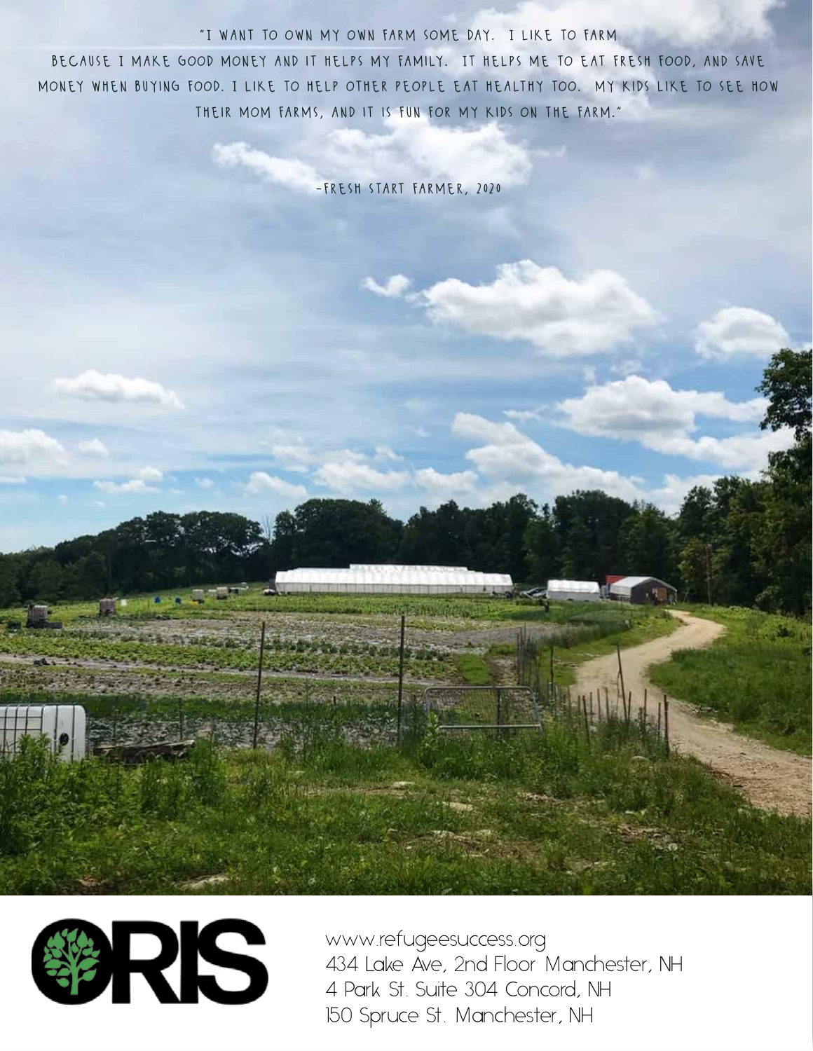"I WANT TO OWN MY OWN FARM SOME DAY. I LIKE TO FARM BECAUSE I MAKE GOOD MONEY AND IT HELPS MY FAMILY. IT HELPS ME TO EAT FRESH FOOD, AND SAVE MONEY WHEN BUYING FOOD. I LIKE TO HELP OTHER PEOPLE EAT HEALTHY TOO. MY KIDS LIKE TO SEE HOW THEIR MOM FARMS, AND IT IS FUN FOR MY KIDS ON THE FARM."

-FRESH START FARMER, 2020

ORIS

www.refugeesuccess.org
434 Lake Ave, 2nd Floor Manchester, NH
4 Park St. Suite 304 Concord, NH
150 Spruce St. Manchester, NH